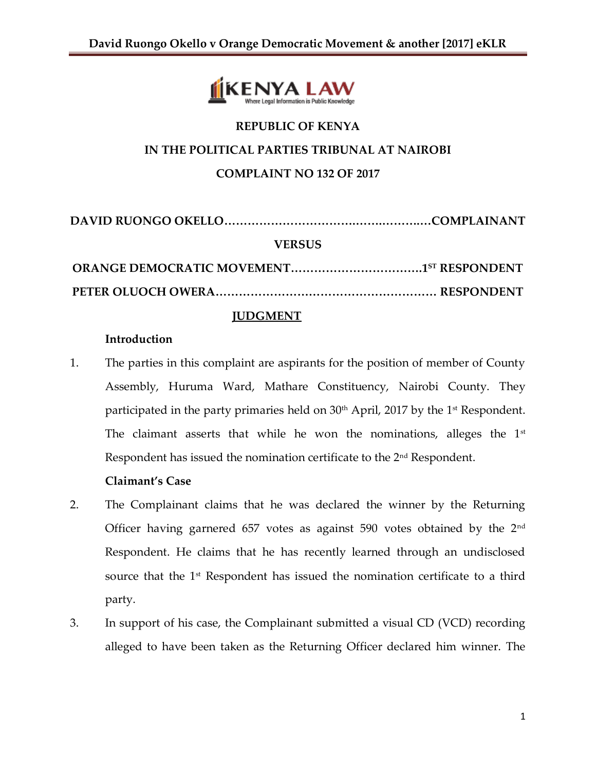REPUBLIC OF KENYA

IN THE POLITICAL PARTIES TRIBUNAL AT NAIROBI

COMPLAINT NO 132 OF 2017

**DAVID RUONGO OKELLO……………………………….…….……….…COMPLAINANT**

**VERSUS**

**ORANGE DEMOCRATIC MOVEMENT…………………………….1ST RESPONDENT**

**PETER OLUOCH OWERA…………………………………………………. RESPONDENT**

## JUDGMENT

### Introduction

1. The parties in this complaint are aspirants for the position of member of County Assembly, Huruma Ward, Mathare Constituency, Nairobi County. They participated in the party primaries held on 30th April, 2017 by the 1st Respondent. The claimant asserts that while he won the nominations, alleges the 1st Respondent has issued the nomination certificate to the 2nd Respondent.

### Claimant's Case

2. The Complainant claims that he was declared the winner by the Returning Officer having garnered 657 votes as against 590 votes obtained by the 2nd Respondent. He claims that he has recently learned through an undisclosed source that the 1st Respondent has issued the nomination certificate to a third party.

3. In support of his case, the Complainant submitted a visual CD (VCD) recording alleged to have been taken as the Returning Officer declared him winner. The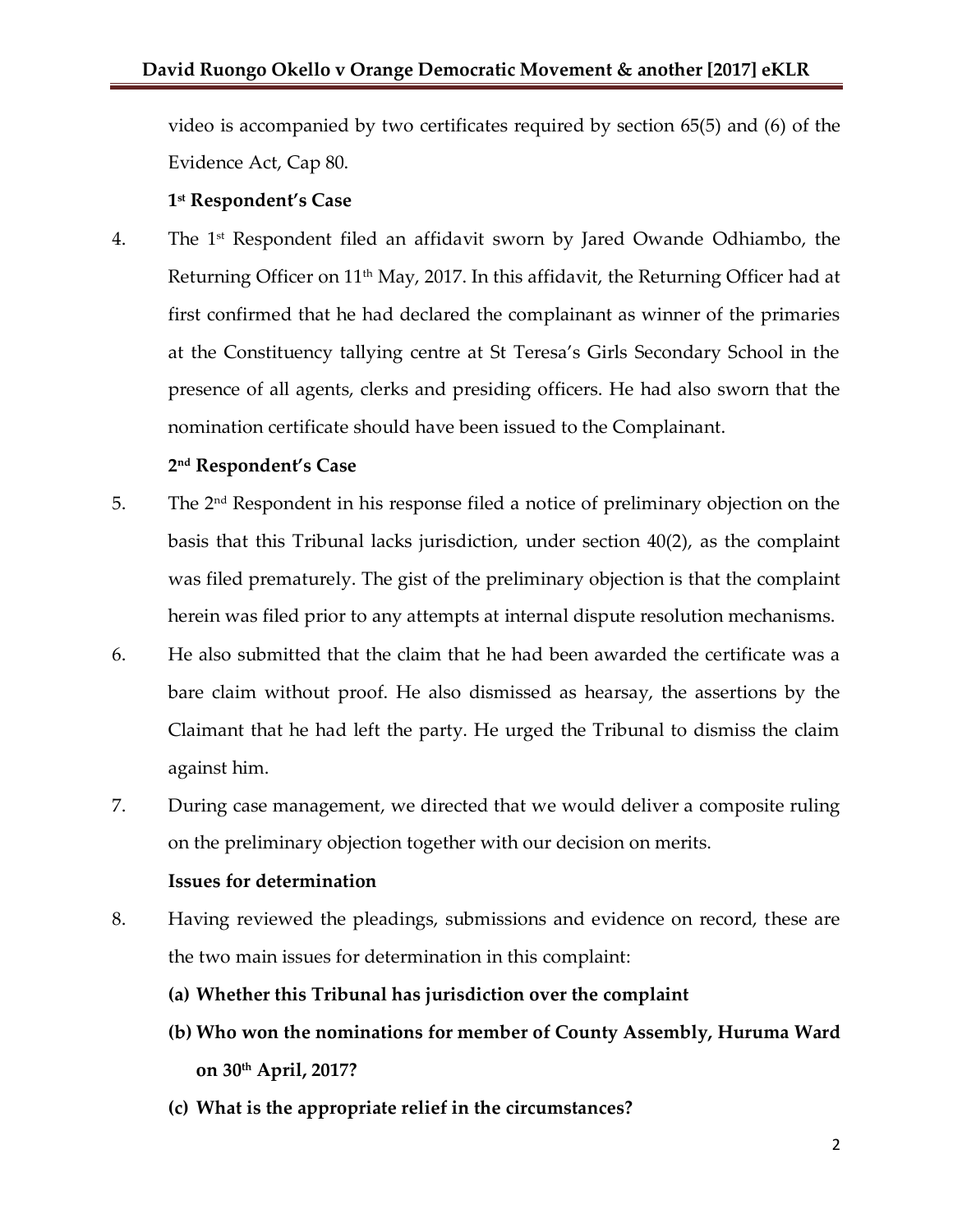video is accompanied by two certificates required by section 65(5) and (6) of the Evidence Act, Cap 80.

**1st Respondent's Case**

4. The 1st Respondent filed an affidavit sworn by Jared Owande Odhiambo, the Returning Officer on 11th May, 2017. In this affidavit, the Returning Officer had at first confirmed that he had declared the complainant as winner of the primaries at the Constituency tallying centre at St Teresa's Girls Secondary School in the presence of all agents, clerks and presiding officers. He had also sworn that the nomination certificate should have been issued to the Complainant.

**2nd Respondent's Case**

5. The 2nd Respondent in his response filed a notice of preliminary objection on the basis that this Tribunal lacks jurisdiction, under section 40(2), as the complaint was filed prematurely. The gist of the preliminary objection is that the complaint herein was filed prior to any attempts at internal dispute resolution mechanisms.

6. He also submitted that the claim that he had been awarded the certificate was a bare claim without proof. He also dismissed as hearsay, the assertions by the Claimant that he had left the party. He urged the Tribunal to dismiss the claim against him.

7. During case management, we directed that we would deliver a composite ruling on the preliminary objection together with our decision on merits.

**Issues for determination**

8. Having reviewed the pleadings, submissions and evidence on record, these are the two main issues for determination in this complaint:

   **(a) Whether this Tribunal has jurisdiction over the complaint**

   **(b) Who won the nominations for member of County Assembly, Huruma Ward on 30th April, 2017?**

   **(c) What is the appropriate relief in the circumstances?**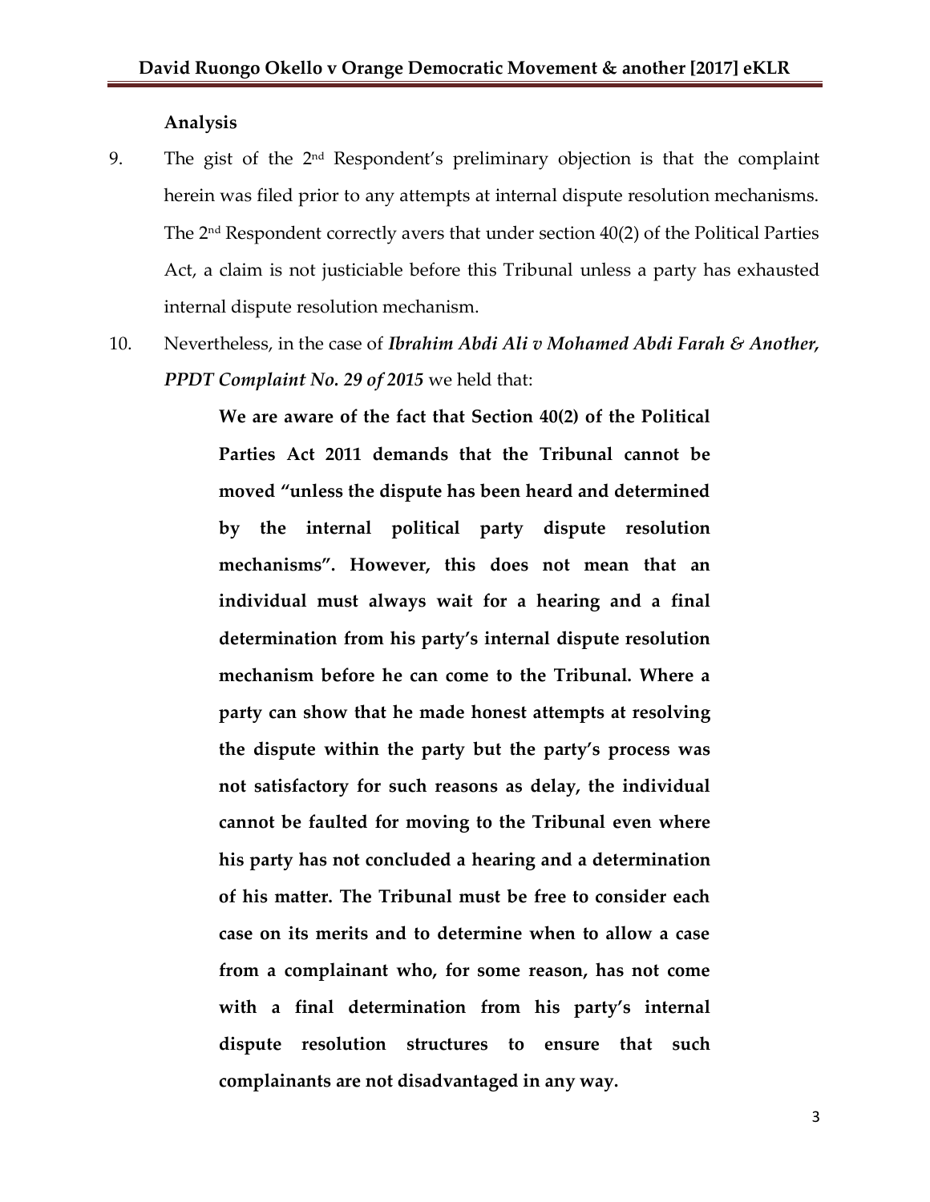**Analysis**

9. The gist of the 2nd Respondent's preliminary objection is that the complaint herein was filed prior to any attempts at internal dispute resolution mechanisms. The 2nd Respondent correctly avers that under section 40(2) of the Political Parties Act, a claim is not justiciable before this Tribunal unless a party has exhausted internal dispute resolution mechanism.

10. Nevertheless, in the case of ***Ibrahim Abdi Ali v Mohamed Abdi Farah & Another, PPDT Complaint No. 29 of 2015*** we held that:

> **We are aware of the fact that Section 40(2) of the Political Parties Act 2011 demands that the Tribunal cannot be moved "unless the dispute has been heard and determined by the internal political party dispute resolution mechanisms". However, this does not mean that an individual must always wait for a hearing and a final determination from his party's internal dispute resolution mechanism before he can come to the Tribunal. Where a party can show that he made honest attempts at resolving the dispute within the party but the party's process was not satisfactory for such reasons as delay, the individual cannot be faulted for moving to the Tribunal even where his party has not concluded a hearing and a determination of his matter. The Tribunal must be free to consider each case on its merits and to determine when to allow a case from a complainant who, for some reason, has not come with a final determination from his party's internal dispute resolution structures to ensure that such complainants are not disadvantaged in any way.**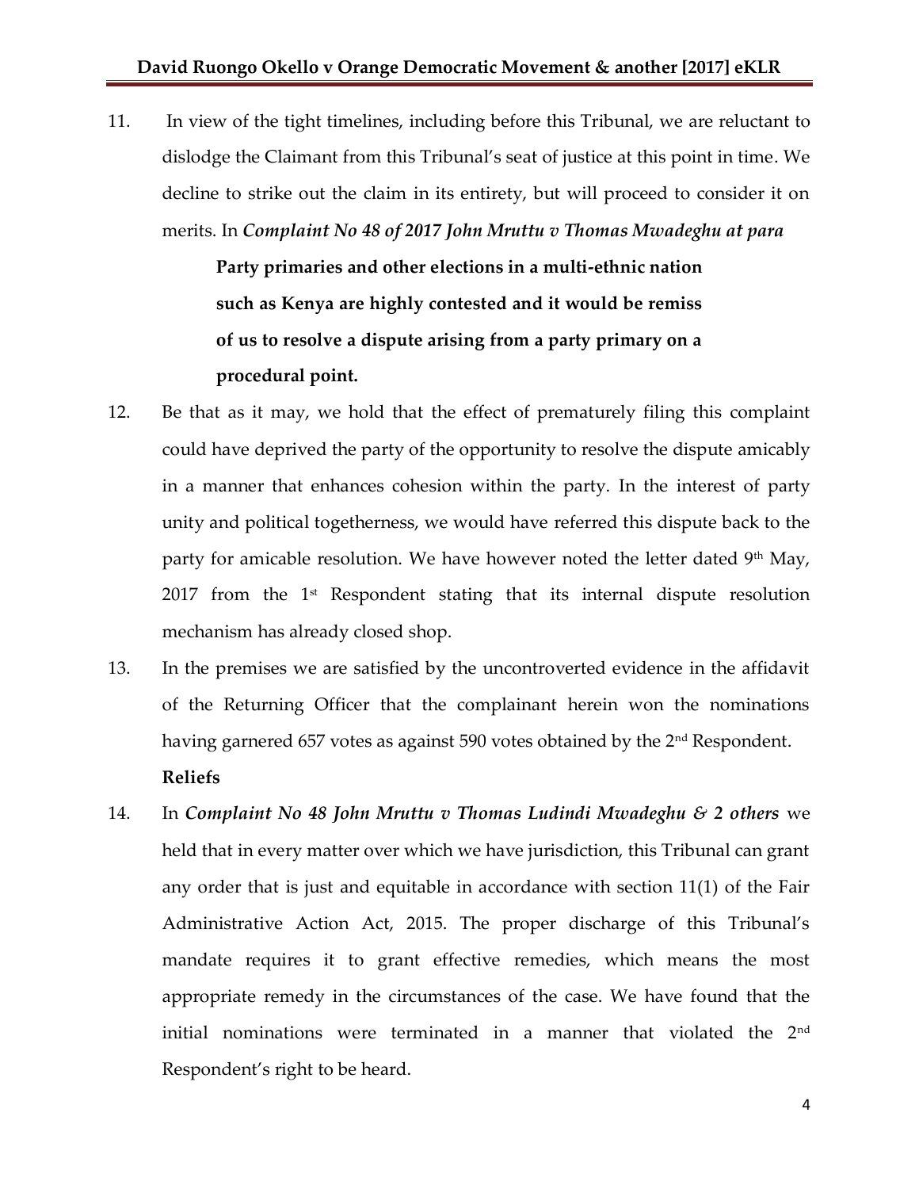11. In view of the tight timelines, including before this Tribunal, we are reluctant to dislodge the Claimant from this Tribunal's seat of justice at this point in time. We decline to strike out the claim in its entirety, but will proceed to consider it on merits. In ***Complaint No 48 of 2017 John Mruttu v Thomas Mwadeghu at para***

> **Party primaries and other elections in a multi-ethnic nation such as Kenya are highly contested and it would be remiss of us to resolve a dispute arising from a party primary on a procedural point.**

12. Be that as it may, we hold that the effect of prematurely filing this complaint could have deprived the party of the opportunity to resolve the dispute amicably in a manner that enhances cohesion within the party. In the interest of party unity and political togetherness, we would have referred this dispute back to the party for amicable resolution. We have however noted the letter dated 9th May, 2017 from the 1st Respondent stating that its internal dispute resolution mechanism has already closed shop.

13. In the premises we are satisfied by the uncontroverted evidence in the affidavit of the Returning Officer that the complainant herein won the nominations having garnered 657 votes as against 590 votes obtained by the 2nd Respondent.

**Reliefs**

14. In ***Complaint No 48 John Mruttu v Thomas Ludindi Mwadeghu & 2 others*** we held that in every matter over which we have jurisdiction, this Tribunal can grant any order that is just and equitable in accordance with section 11(1) of the Fair Administrative Action Act, 2015. The proper discharge of this Tribunal's mandate requires it to grant effective remedies, which means the most appropriate remedy in the circumstances of the case. We have found that the initial nominations were terminated in a manner that violated the 2nd Respondent's right to be heard.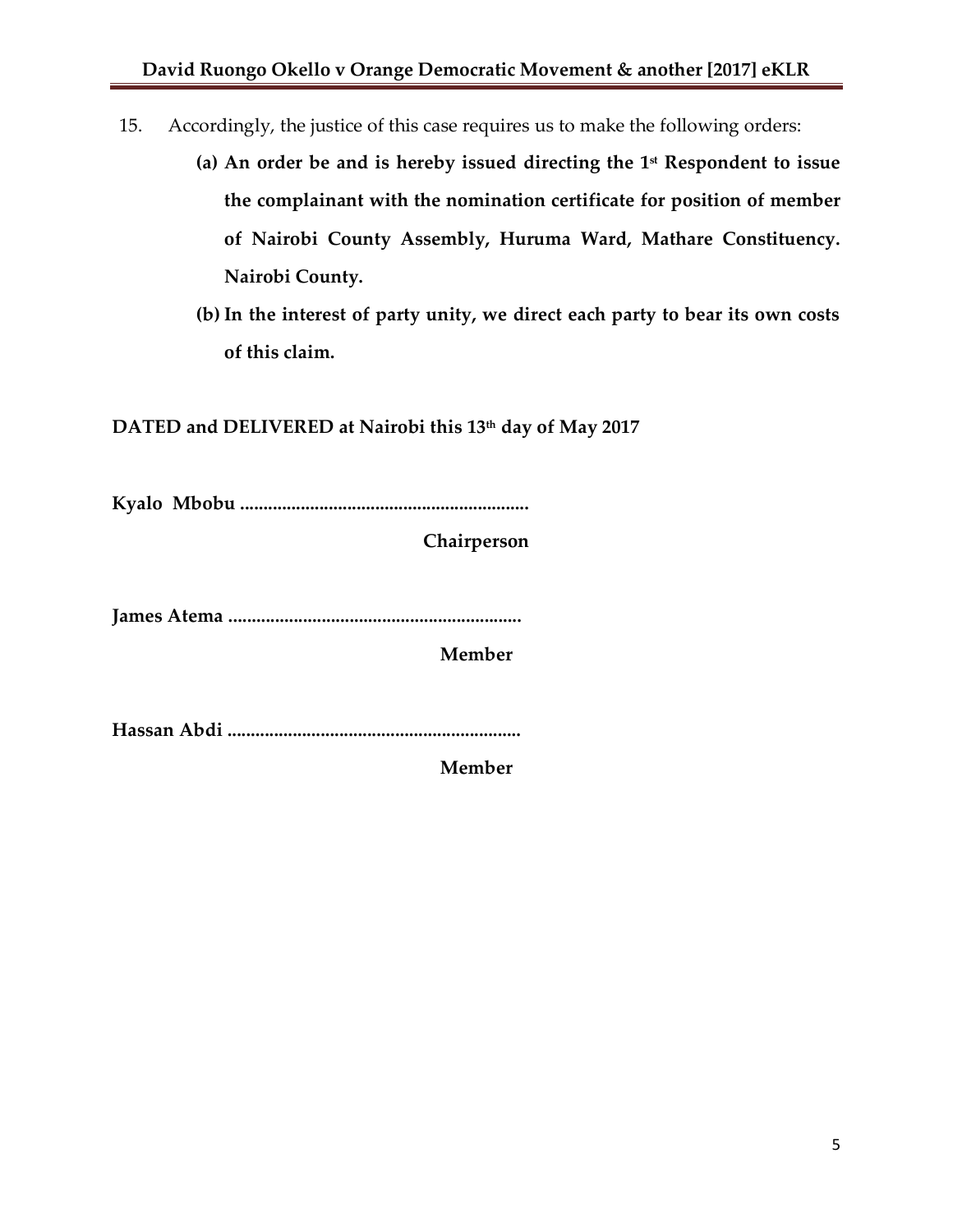15. Accordingly, the justice of this case requires us to make the following orders:

    **(a) An order be and is hereby issued directing the 1st Respondent to issue the complainant with the nomination certificate for position of member of Nairobi County Assembly, Huruma Ward, Mathare Constituency. Nairobi County.**

    **(b) In the interest of party unity, we direct each party to bear its own costs of this claim.**

**DATED and DELIVERED at Nairobi this 13th day of May 2017**

**Kyalo Mbobu ..............................................................**

**Chairperson**

**James Atema ..............................................................**

**Member**

**Hassan Abdi ..............................................................**

**Member**